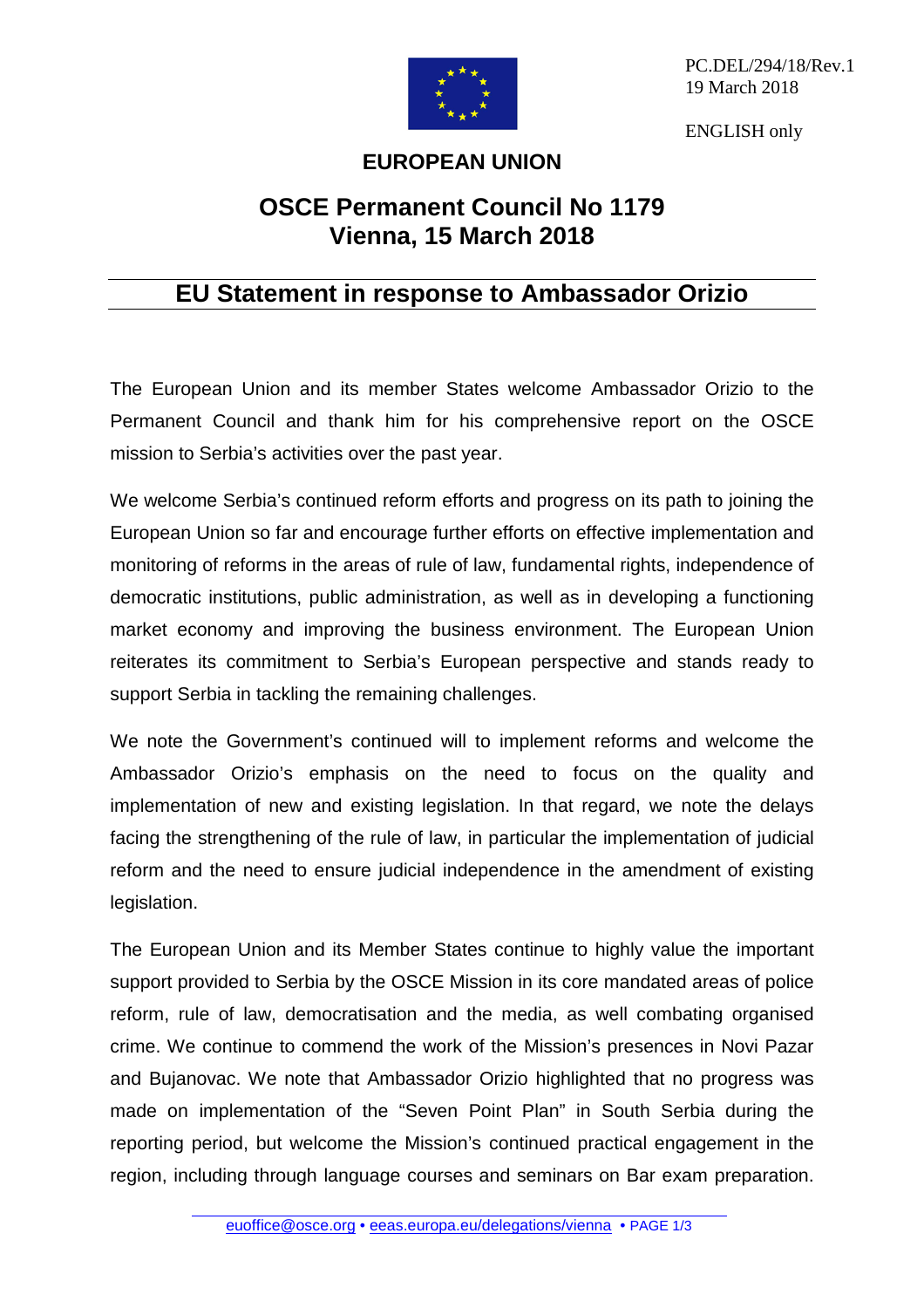PC.DEL/294/18/Rev.1
19 March 2018

ENGLISH only

**EUROPEAN UNION**

# OSCE Permanent Council No 1179
# Vienna, 15 March 2018

## EU Statement in response to Ambassador Orizio

The European Union and its member States welcome Ambassador Orizio to the Permanent Council and thank him for his comprehensive report on the OSCE mission to Serbia's activities over the past year.

We welcome Serbia's continued reform efforts and progress on its path to joining the European Union so far and encourage further efforts on effective implementation and monitoring of reforms in the areas of rule of law, fundamental rights, independence of democratic institutions, public administration, as well as in developing a functioning market economy and improving the business environment. The European Union reiterates its commitment to Serbia's European perspective and stands ready to support Serbia in tackling the remaining challenges.

We note the Government's continued will to implement reforms and welcome the Ambassador Orizio's emphasis on the need to focus on the quality and implementation of new and existing legislation. In that regard, we note the delays facing the strengthening of the rule of law, in particular the implementation of judicial reform and the need to ensure judicial independence in the amendment of existing legislation.

The European Union and its Member States continue to highly value the important support provided to Serbia by the OSCE Mission in its core mandated areas of police reform, rule of law, democratisation and the media, as well combating organised crime. We continue to commend the work of the Mission's presences in Novi Pazar and Bujanovac. We note that Ambassador Orizio highlighted that no progress was made on implementation of the "Seven Point Plan" in South Serbia during the reporting period, but welcome the Mission's continued practical engagement in the region, including through language courses and seminars on Bar exam preparation.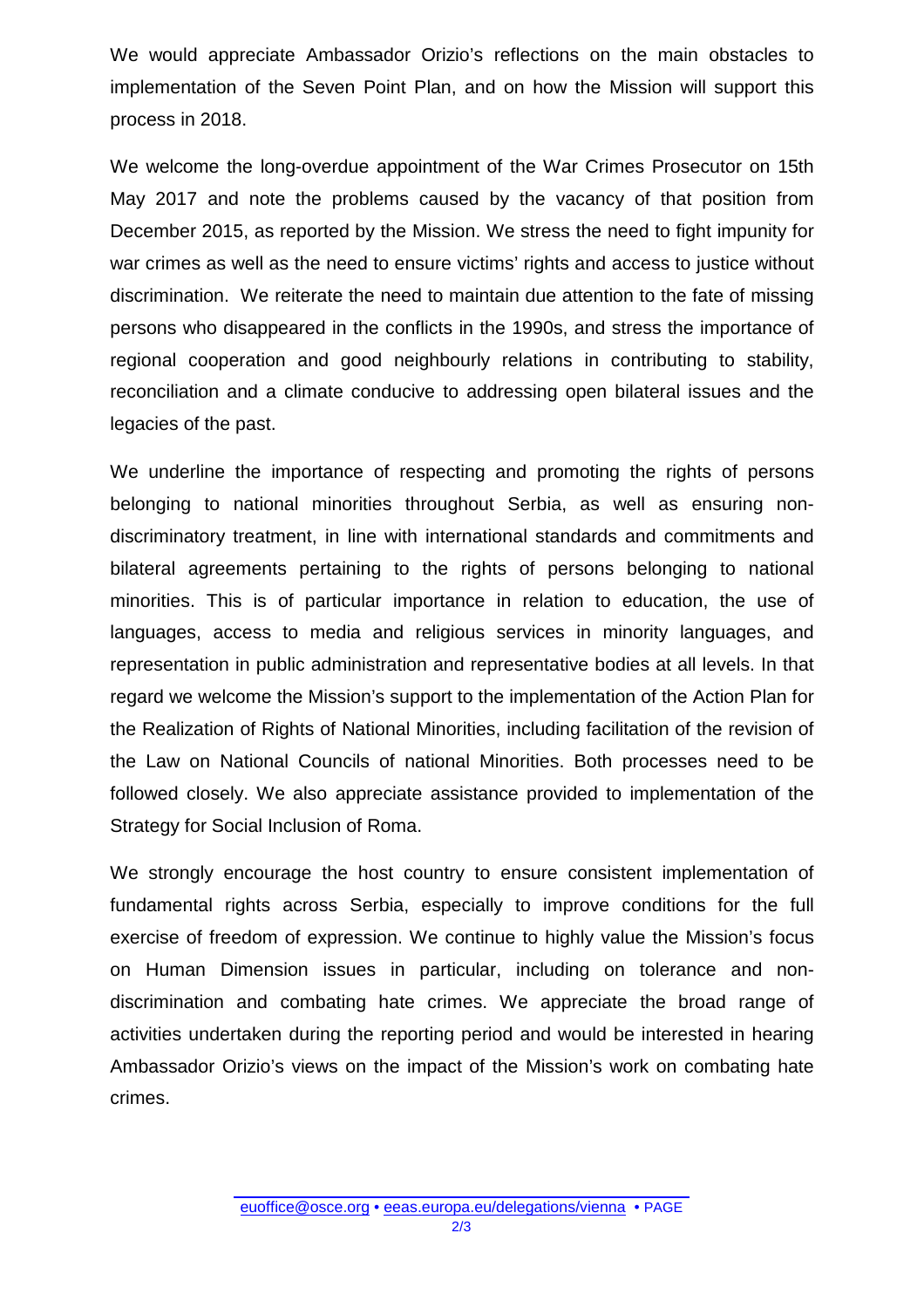We would appreciate Ambassador Orizio's reflections on the main obstacles to implementation of the Seven Point Plan, and on how the Mission will support this process in 2018.

We welcome the long-overdue appointment of the War Crimes Prosecutor on 15th May 2017 and note the problems caused by the vacancy of that position from December 2015, as reported by the Mission. We stress the need to fight impunity for war crimes as well as the need to ensure victims' rights and access to justice without discrimination. We reiterate the need to maintain due attention to the fate of missing persons who disappeared in the conflicts in the 1990s, and stress the importance of regional cooperation and good neighbourly relations in contributing to stability, reconciliation and a climate conducive to addressing open bilateral issues and the legacies of the past.

We underline the importance of respecting and promoting the rights of persons belonging to national minorities throughout Serbia, as well as ensuring non-discriminatory treatment, in line with international standards and commitments and bilateral agreements pertaining to the rights of persons belonging to national minorities. This is of particular importance in relation to education, the use of languages, access to media and religious services in minority languages, and representation in public administration and representative bodies at all levels. In that regard we welcome the Mission's support to the implementation of the Action Plan for the Realization of Rights of National Minorities, including facilitation of the revision of the Law on National Councils of national Minorities. Both processes need to be followed closely. We also appreciate assistance provided to implementation of the Strategy for Social Inclusion of Roma.

We strongly encourage the host country to ensure consistent implementation of fundamental rights across Serbia, especially to improve conditions for the full exercise of freedom of expression. We continue to highly value the Mission's focus on Human Dimension issues in particular, including on tolerance and non-discrimination and combating hate crimes. We appreciate the broad range of activities undertaken during the reporting period and would be interested in hearing Ambassador Orizio's views on the impact of the Mission's work on combating hate crimes.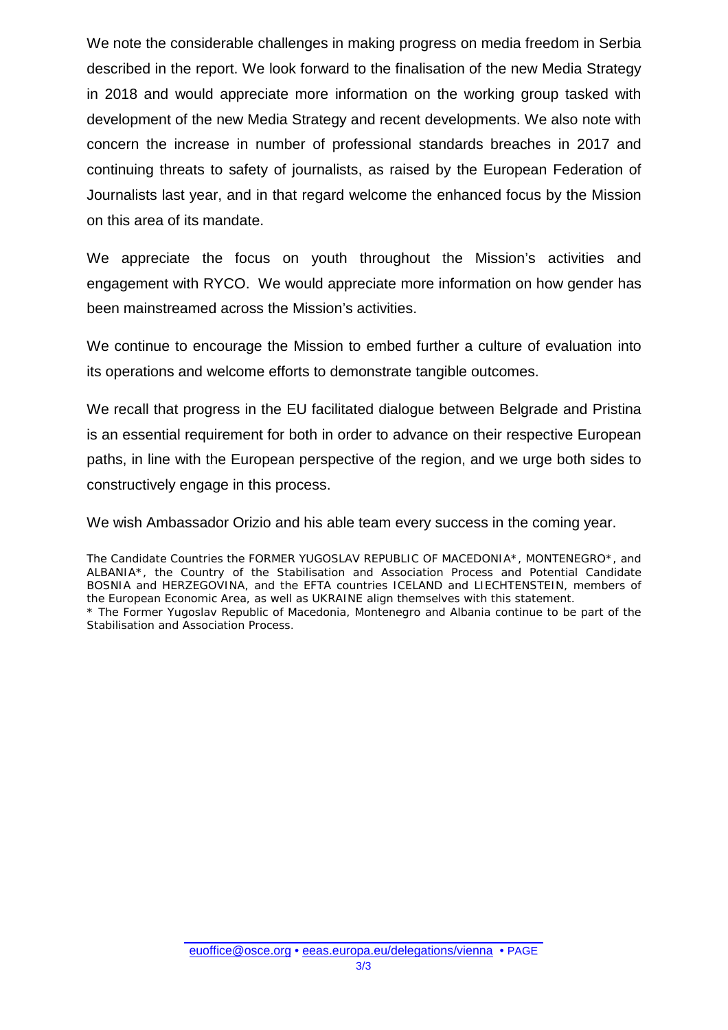We note the considerable challenges in making progress on media freedom in Serbia described in the report. We look forward to the finalisation of the new Media Strategy in 2018 and would appreciate more information on the working group tasked with development of the new Media Strategy and recent developments. We also note with concern the increase in number of professional standards breaches in 2017 and continuing threats to safety of journalists, as raised by the European Federation of Journalists last year, and in that regard welcome the enhanced focus by the Mission on this area of its mandate.

We appreciate the focus on youth throughout the Mission's activities and engagement with RYCO. We would appreciate more information on how gender has been mainstreamed across the Mission's activities.

We continue to encourage the Mission to embed further a culture of evaluation into its operations and welcome efforts to demonstrate tangible outcomes.

We recall that progress in the EU facilitated dialogue between Belgrade and Pristina is an essential requirement for both in order to advance on their respective European paths, in line with the European perspective of the region, and we urge both sides to constructively engage in this process.

We wish Ambassador Orizio and his able team every success in the coming year.

The Candidate Countries the FORMER YUGOSLAV REPUBLIC OF MACEDONIA*, MONTENEGRO*, and ALBANIA*, the Country of the Stabilisation and Association Process and Potential Candidate BOSNIA and HERZEGOVINA, and the EFTA countries ICELAND and LIECHTENSTEIN, members of the European Economic Area, as well as UKRAINE align themselves with this statement.

* The Former Yugoslav Republic of Macedonia, Montenegro and Albania continue to be part of the Stabilisation and Association Process.

euoffice@osce.org • eeas.europa.eu/delegations/vienna